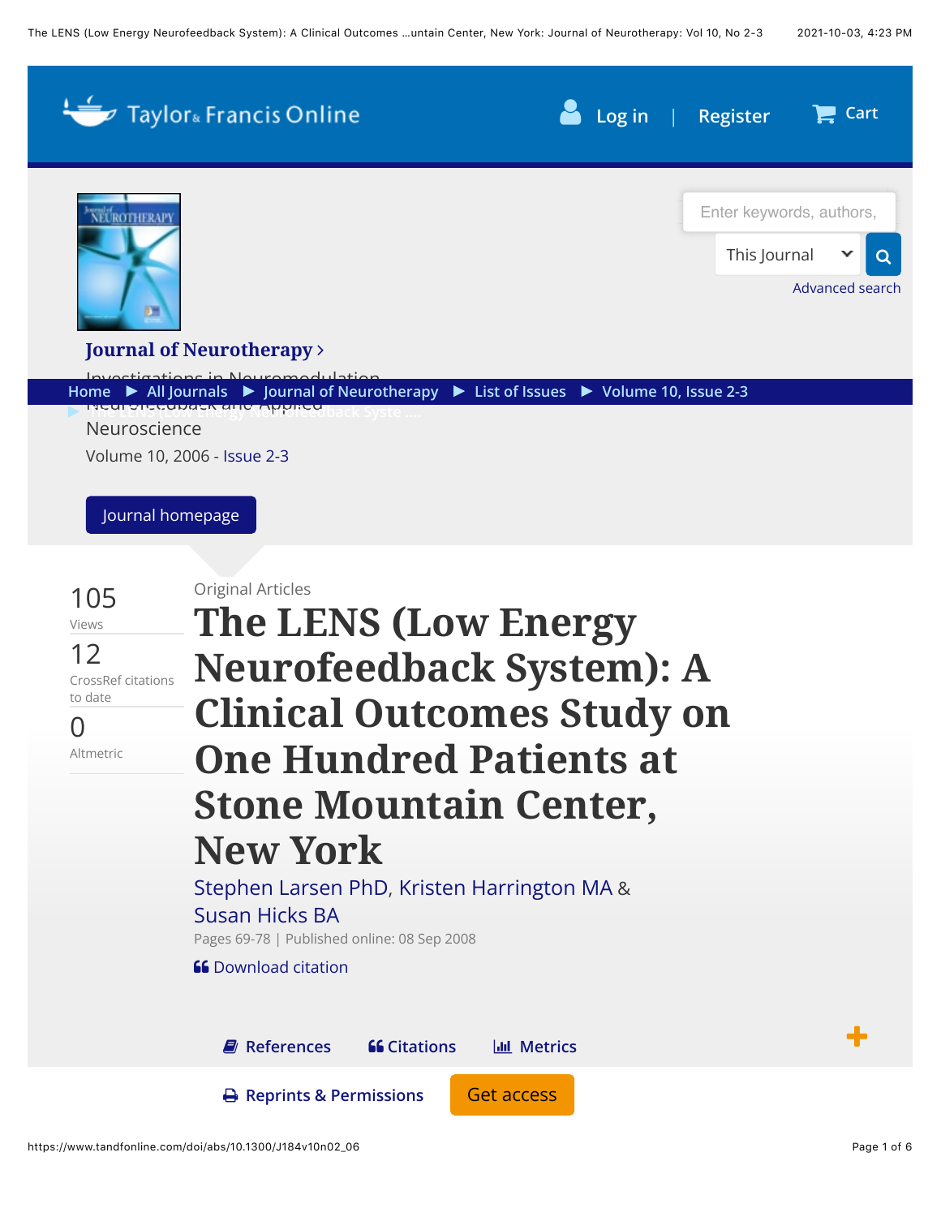Journal of Neurotherapy

Investigations in Neuromodulation, Neurofeedback and Applied Neuroscience

Volume 10, 2006 - Issue 2-3

105 Views

12 CrossRef citations to date

0 Altmetric

Original Articles

# The LENS (Low Energy Neurofeedback System): A Clinical Outcomes Study on One Hundred Patients at Stone Mountain Center, New York

Stephen Larsen PhD, Kristen Harrington MA & Susan Hicks BA

Pages 69-78 | Published online: 08 Sep 2008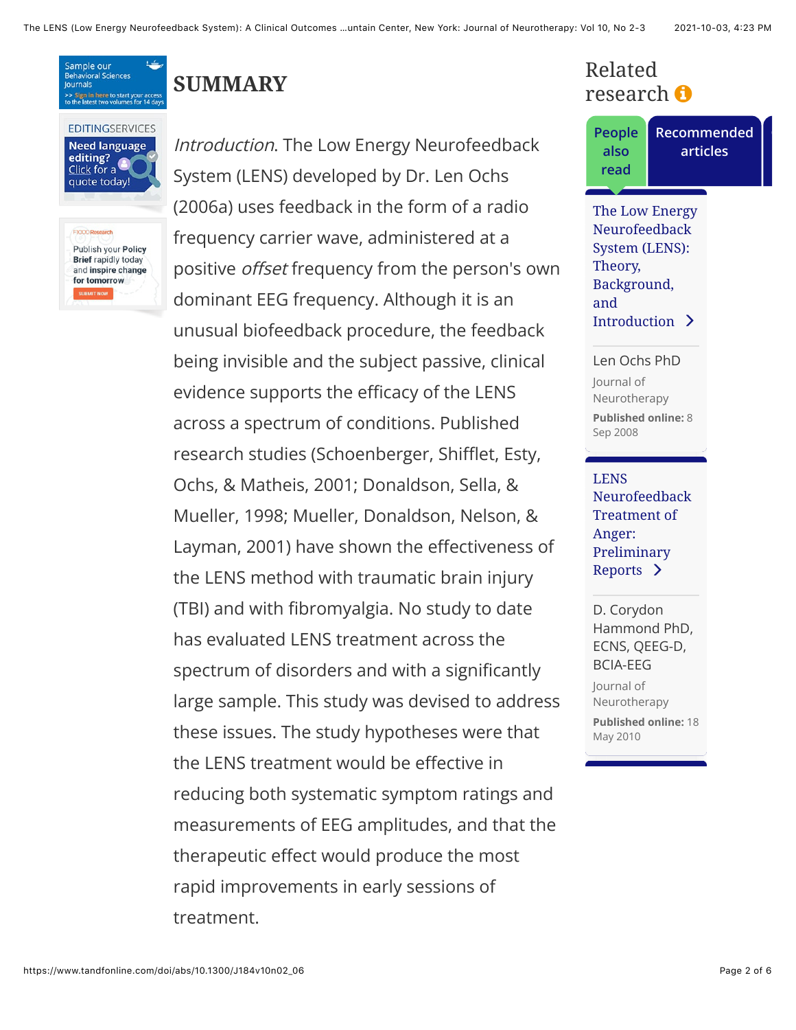## SUMMARY

*Introduction*. The Low Energy Neurofeedback System (LENS) developed by Dr. Len Ochs (2006a) uses feedback in the form of a radio frequency carrier wave, administered at a positive *offset* frequency from the person's own dominant EEG frequency. Although it is an unusual biofeedback procedure, the feedback being invisible and the subject passive, clinical evidence supports the efficacy of the LENS across a spectrum of conditions. Published research studies (Schoenberger, Shifflet, Esty, Ochs, & Matheis, 2001; Donaldson, Sella, & Mueller, 1998; Mueller, Donaldson, Nelson, & Layman, 2001) have shown the effectiveness of the LENS method with traumatic brain injury (TBI) and with fibromyalgia. No study to date has evaluated LENS treatment across the spectrum of disorders and with a significantly large sample. This study was devised to address these issues. The study hypotheses were that the LENS treatment would be effective in reducing both systematic symptom ratings and measurements of EEG amplitudes, and that the therapeutic effect would produce the most rapid improvements in early sessions of treatment.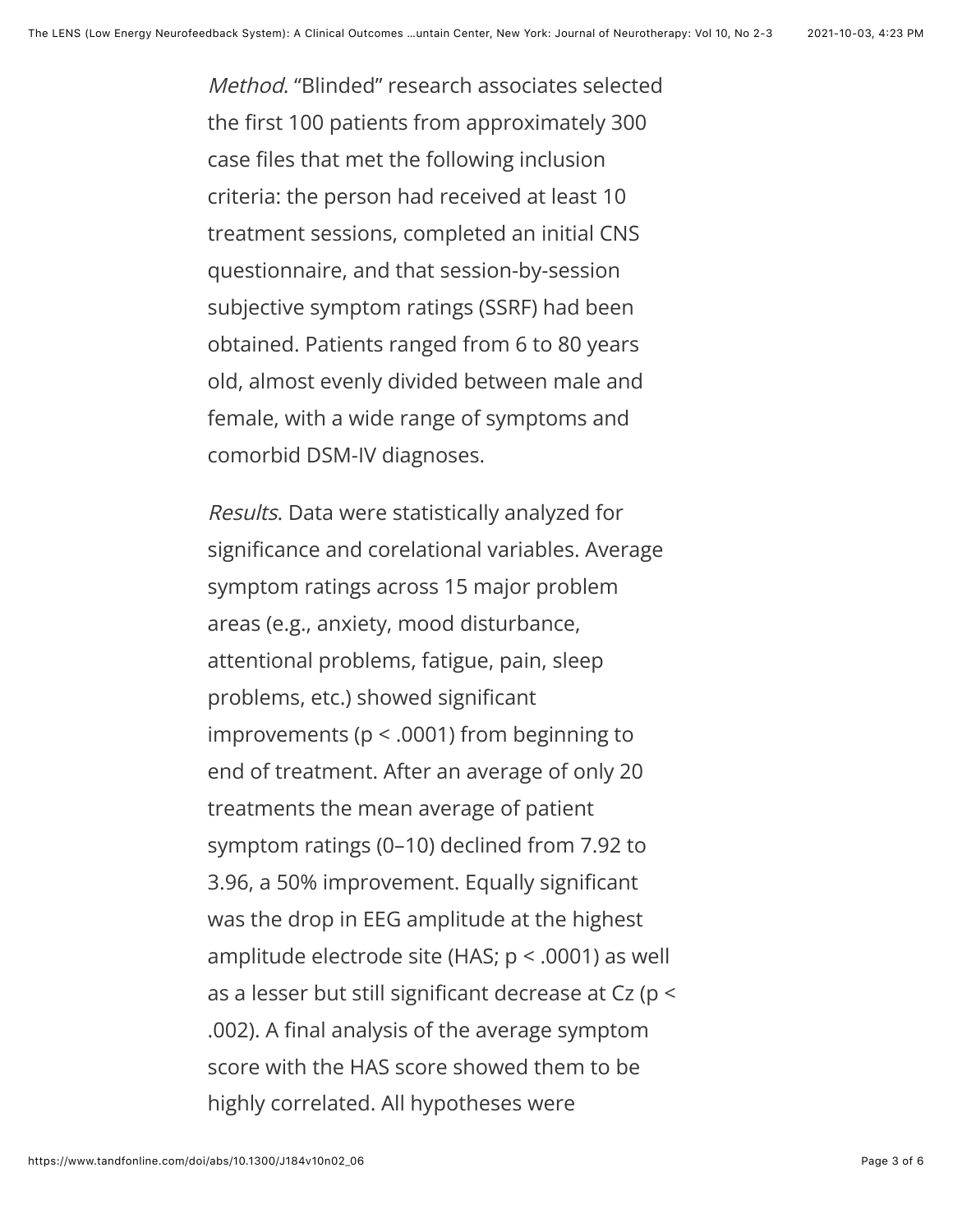*Method*. “Blinded” research associates selected the first 100 patients from approximately 300 case files that met the following inclusion criteria: the person had received at least 10 treatment sessions, completed an initial CNS questionnaire, and that session-by-session subjective symptom ratings (SSRF) had been obtained. Patients ranged from 6 to 80 years old, almost evenly divided between male and female, with a wide range of symptoms and comorbid DSM-IV diagnoses.

*Results*. Data were statistically analyzed for significance and corelational variables. Average symptom ratings across 15 major problem areas (e.g., anxiety, mood disturbance, attentional problems, fatigue, pain, sleep problems, etc.) showed significant improvements ($p < .0001$) from beginning to end of treatment. After an average of only 20 treatments the mean average of patient symptom ratings (0–10) declined from 7.92 to 3.96, a 50% improvement. Equally significant was the drop in EEG amplitude at the highest amplitude electrode site (HAS; $p < .0001$) as well as a lesser but still significant decrease at Cz ($p < .002$). A final analysis of the average symptom score with the HAS score showed them to be highly correlated. All hypotheses were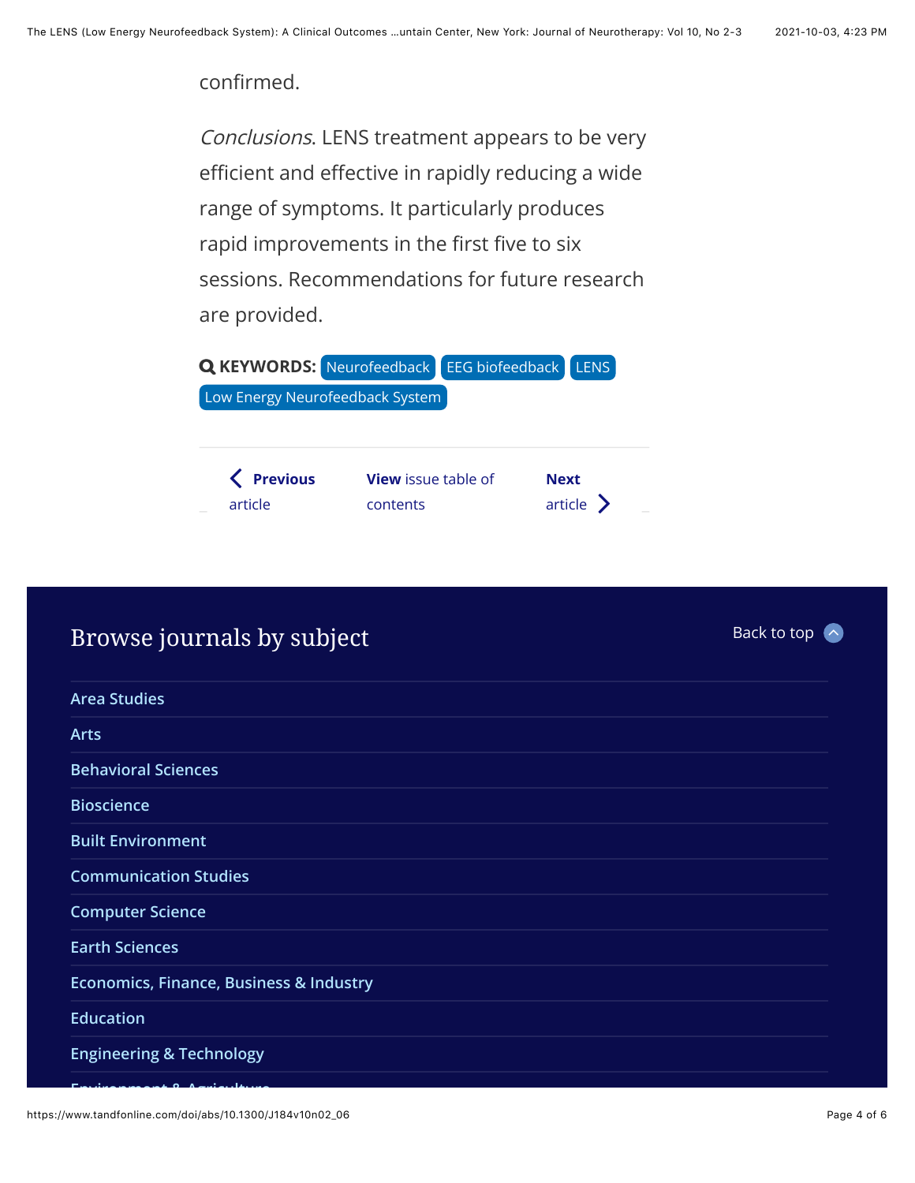confirmed.

*Conclusions*. LENS treatment appears to be very efficient and effective in rapidly reducing a wide range of symptoms. It particularly produces rapid improvements in the first five to six sessions. Recommendations for future research are provided.

**KEYWORDS:** Neurofeedback, EEG biofeedback, LENS, Low Energy Neurofeedback System

Previous article | View issue table of contents | Next article

## Browse journals by subject

Back to top

- Area Studies
- Arts
- Behavioral Sciences
- Bioscience
- Built Environment
- Communication Studies
- Computer Science
- Earth Sciences
- Economics, Finance, Business & Industry
- Education
- Engineering & Technology
- Environment & Agriculture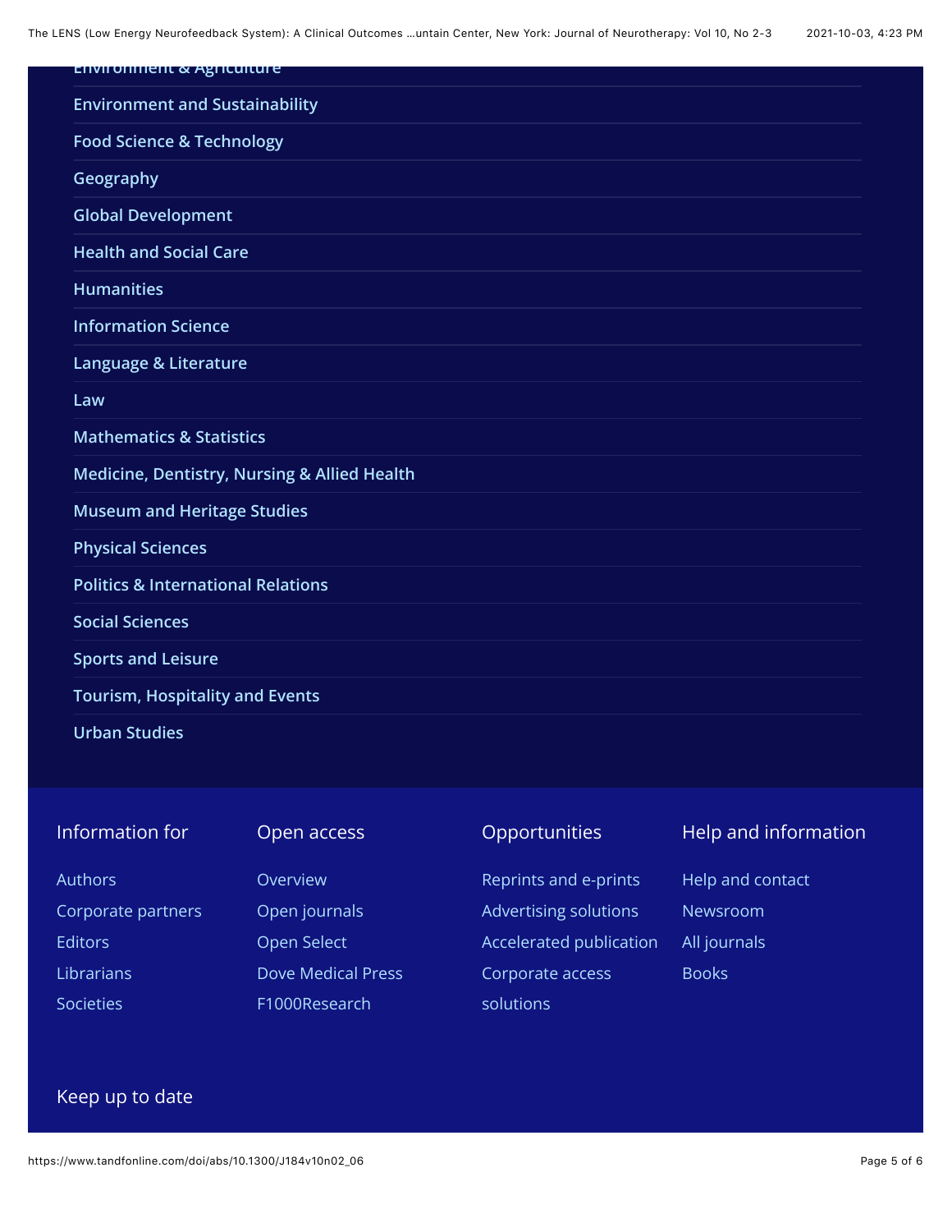Environment & Agriculture

Environment and Sustainability

Food Science & Technology

Geography

Global Development

Health and Social Care

Humanities

Information Science

Language & Literature

Law

Mathematics & Statistics

Medicine, Dentistry, Nursing & Allied Health

Museum and Heritage Studies

Physical Sciences

Politics & International Relations

Social Sciences

Sports and Leisure

Tourism, Hospitality and Events

Urban Studies

## Information for

- Authors
- Corporate partners
- Editors
- Librarians
- Societies

## Open access

- Overview
- Open journals
- Open Select
- Dove Medical Press
- F1000Research

## Opportunities

- Reprints and e-prints
- Advertising solutions
- Accelerated publication
- Corporate access solutions

## Help and information

- Help and contact
- Newsroom
- All journals
- Books

## Keep up to date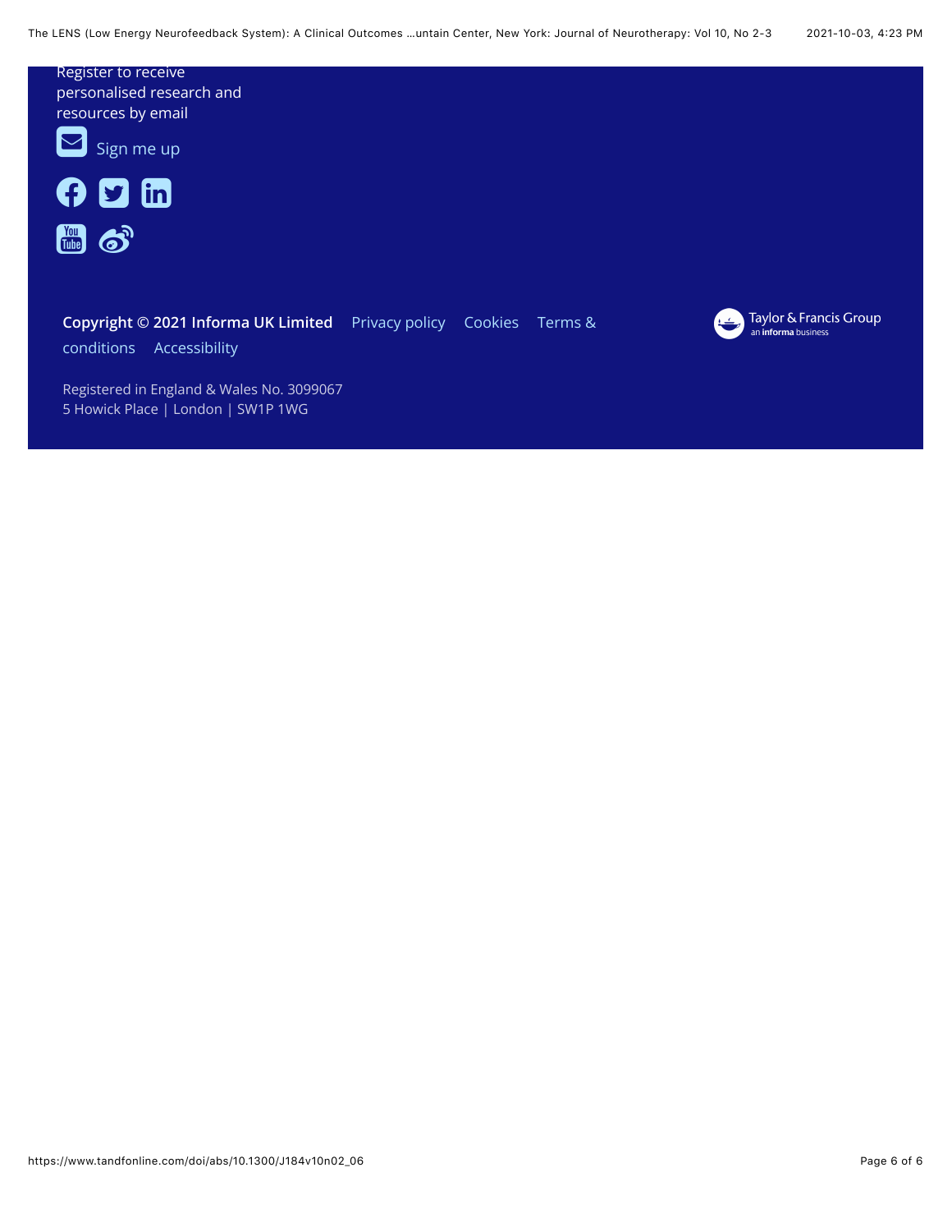Register to receive personalised research and resources by email

Sign me up

**Copyright © 2021 Informa UK Limited** Privacy policy Cookies Terms & conditions Accessibility

Registered in England & Wales No. 3099067
5 Howick Place | London | SW1P 1WG

Taylor & Francis Group
an informa business